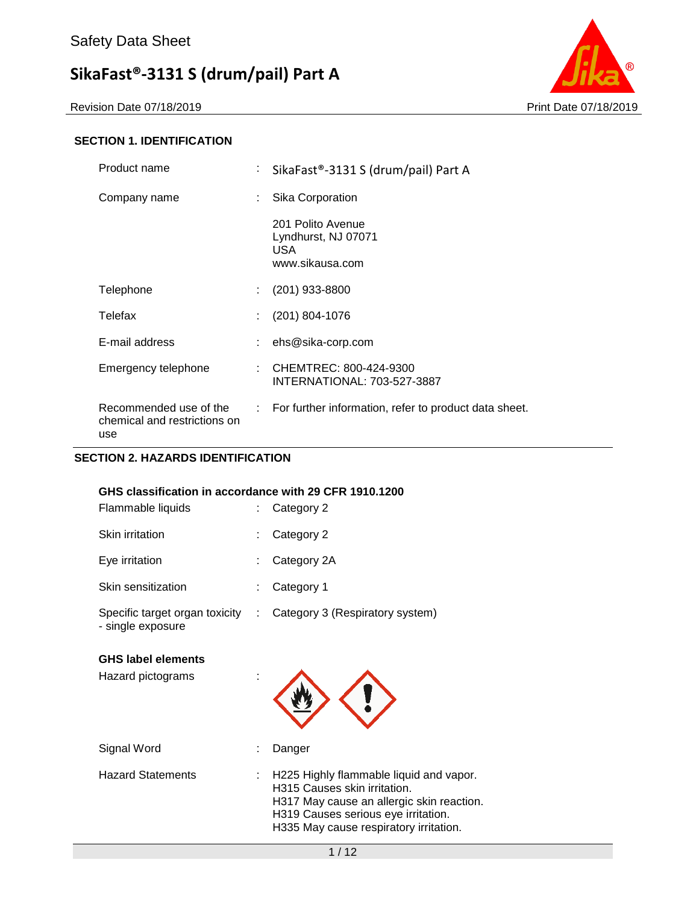Safety Data Sheet

# SikaFast®-3131 S (drum/pail) Part A

Revision Date 07/18/2019 Print Date 07/18/2019

## SECTION 1. IDENTIFICATION

| | | |
|---|---|---|
| Product name | : | SikaFast®-3131 S (drum/pail) Part A |
| Company name | : | Sika Corporation<br>201 Polito Avenue<br>Lyndhurst, NJ 07071<br>USA<br>www.sikausa.com |
| Telephone | : | (201) 933-8800 |
| Telefax | : | (201) 804-1076 |
| E-mail address | : | ehs@sika-corp.com |
| Emergency telephone | : | CHEMTREC: 800-424-9300<br>INTERNATIONAL: 703-527-3887 |
| Recommended use of the chemical and restrictions on use | : | For further information, refer to product data sheet. |

## SECTION 2. HAZARDS IDENTIFICATION

**GHS classification in accordance with 29 CFR 1910.1200**

| | | |
|---|---|---|
| Flammable liquids | : | Category 2 |
| Skin irritation | : | Category 2 |
| Eye irritation | : | Category 2A |
| Skin sensitization | : | Category 1 |
| Specific target organ toxicity - single exposure | : | Category 3 (Respiratory system) |

**GHS label elements**

Hazard pictograms :

| | | |
|---|---|---|
| Signal Word | : | Danger |
| Hazard Statements | : | H225 Highly flammable liquid and vapor.<br>H315 Causes skin irritation.<br>H317 May cause an allergic skin reaction.<br>H319 Causes serious eye irritation.<br>H335 May cause respiratory irritation. |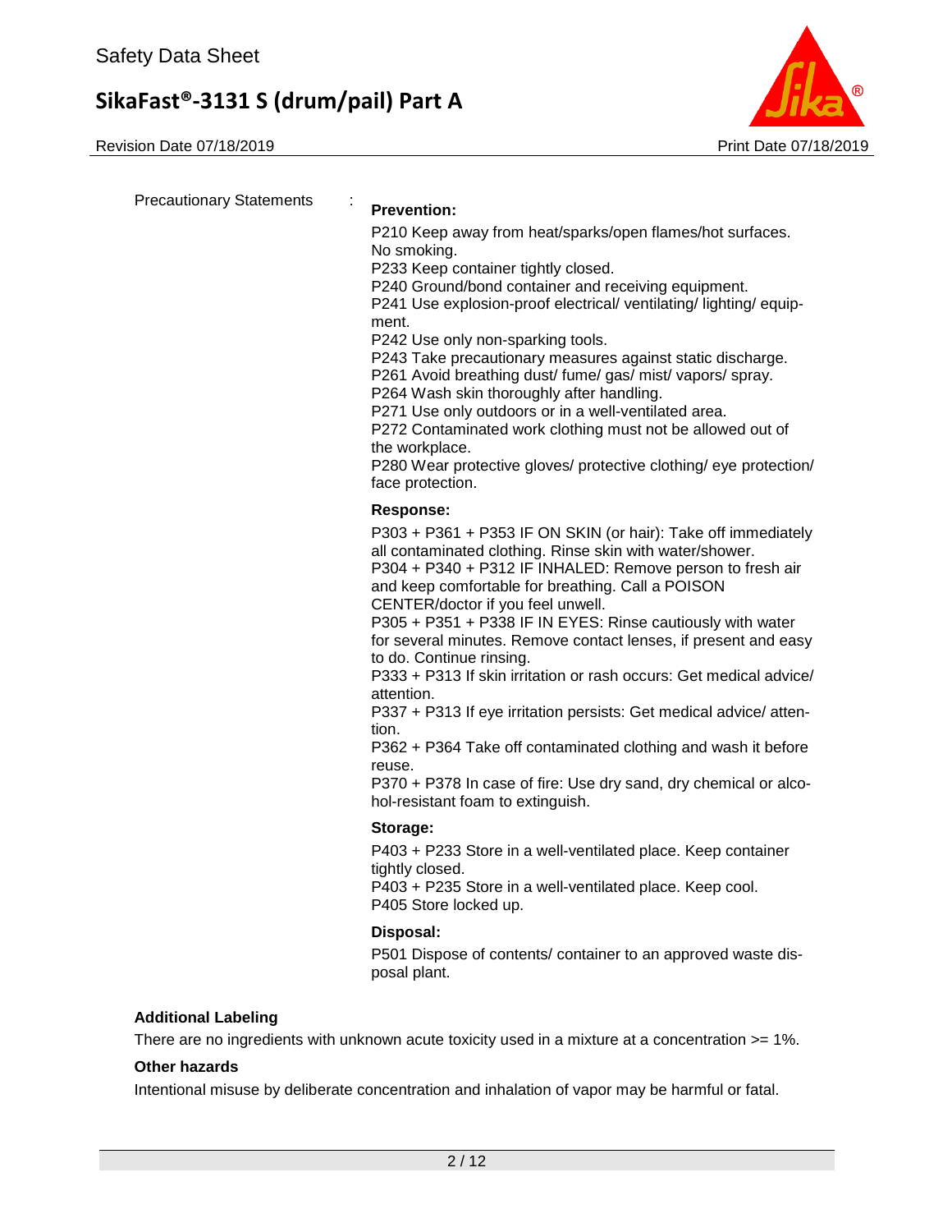Precautionary Statements :

**Prevention:**

P210 Keep away from heat/sparks/open flames/hot surfaces. No smoking.
P233 Keep container tightly closed.
P240 Ground/bond container and receiving equipment.
P241 Use explosion-proof electrical/ ventilating/ lighting/ equipment.
P242 Use only non-sparking tools.
P243 Take precautionary measures against static discharge.
P261 Avoid breathing dust/ fume/ gas/ mist/ vapors/ spray.
P264 Wash skin thoroughly after handling.
P271 Use only outdoors or in a well-ventilated area.
P272 Contaminated work clothing must not be allowed out of the workplace.
P280 Wear protective gloves/ protective clothing/ eye protection/ face protection.

**Response:**

P303 + P361 + P353 IF ON SKIN (or hair): Take off immediately all contaminated clothing. Rinse skin with water/shower.
P304 + P340 + P312 IF INHALED: Remove person to fresh air and keep comfortable for breathing. Call a POISON CENTER/doctor if you feel unwell.
P305 + P351 + P338 IF IN EYES: Rinse cautiously with water for several minutes. Remove contact lenses, if present and easy to do. Continue rinsing.
P333 + P313 If skin irritation or rash occurs: Get medical advice/ attention.
P337 + P313 If eye irritation persists: Get medical advice/ attention.
P362 + P364 Take off contaminated clothing and wash it before reuse.
P370 + P378 In case of fire: Use dry sand, dry chemical or alcohol-resistant foam to extinguish.

**Storage:**

P403 + P233 Store in a well-ventilated place. Keep container tightly closed.
P403 + P235 Store in a well-ventilated place. Keep cool.
P405 Store locked up.

**Disposal:**

P501 Dispose of contents/ container to an approved waste disposal plant.

**Additional Labeling**

There are no ingredients with unknown acute toxicity used in a mixture at a concentration >= 1%.

**Other hazards**

Intentional misuse by deliberate concentration and inhalation of vapor may be harmful or fatal.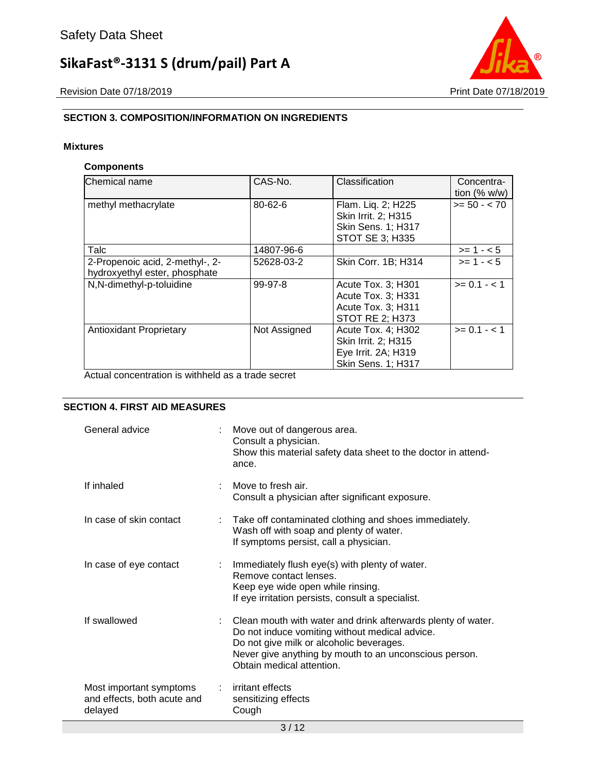## SECTION 3. COMPOSITION/INFORMATION ON INGREDIENTS

### Mixtures

**Components**

| Chemical name | CAS-No. | Classification | Concentration (% w/w) |
|---|---|---|---|
| methyl methacrylate | 80-62-6 | Flam. Liq. 2; H225<br>Skin Irrit. 2; H315<br>Skin Sens. 1; H317<br>STOT SE 3; H335 | >= 50 - < 70 |
| Talc | 14807-96-6 | | >= 1 - < 5 |
| 2-Propenoic acid, 2-methyl-, 2-hydroxyethyl ester, phosphate | 52628-03-2 | Skin Corr. 1B; H314 | >= 1 - < 5 |
| N,N-dimethyl-p-toluidine | 99-97-8 | Acute Tox. 3; H301<br>Acute Tox. 3; H331<br>Acute Tox. 3; H311<br>STOT RE 2; H373 | >= 0.1 - < 1 |
| Antioxidant Proprietary | Not Assigned | Acute Tox. 4; H302<br>Skin Irrit. 2; H315<br>Eye Irrit. 2A; H319<br>Skin Sens. 1; H317 | >= 0.1 - < 1 |

Actual concentration is withheld as a trade secret

## SECTION 4. FIRST AID MEASURES

| | |
|---|---|
| General advice | : Move out of dangerous area.<br>Consult a physician.<br>Show this material safety data sheet to the doctor in attendance. |
| If inhaled | : Move to fresh air.<br>Consult a physician after significant exposure. |
| In case of skin contact | : Take off contaminated clothing and shoes immediately.<br>Wash off with soap and plenty of water.<br>If symptoms persist, call a physician. |
| In case of eye contact | : Immediately flush eye(s) with plenty of water.<br>Remove contact lenses.<br>Keep eye wide open while rinsing.<br>If eye irritation persists, consult a specialist. |
| If swallowed | : Clean mouth with water and drink afterwards plenty of water.<br>Do not induce vomiting without medical advice.<br>Do not give milk or alcoholic beverages.<br>Never give anything by mouth to an unconscious person.<br>Obtain medical attention. |
| Most important symptoms and effects, both acute and delayed | : irritant effects<br>sensitizing effects<br>Cough |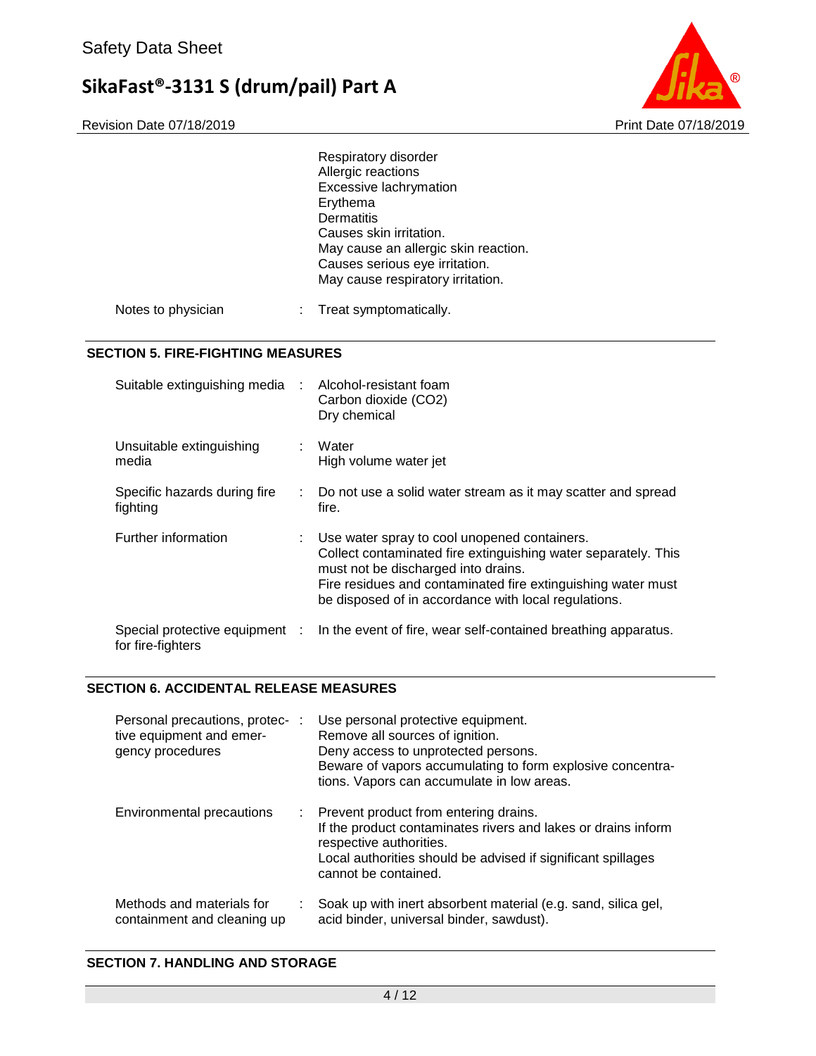| | | |
|---|---|---|
| | | Respiratory disorder<br>Allergic reactions<br>Excessive lachrymation<br>Erythema<br>Dermatitis<br>Causes skin irritation.<br>May cause an allergic skin reaction.<br>Causes serious eye irritation.<br>May cause respiratory irritation. |
| Notes to physician | : | Treat symptomatically. |

## SECTION 5. FIRE-FIGHTING MEASURES

| | | |
|---|---|---|
| Suitable extinguishing media | : | Alcohol-resistant foam<br>Carbon dioxide ($CO_2$)<br>Dry chemical |
| Unsuitable extinguishing media | : | Water<br>High volume water jet |
| Specific hazards during fire fighting | : | Do not use a solid water stream as it may scatter and spread fire. |
| Further information | : | Use water spray to cool unopened containers.<br>Collect contaminated fire extinguishing water separately. This must not be discharged into drains.<br>Fire residues and contaminated fire extinguishing water must be disposed of in accordance with local regulations. |
| Special protective equipment for fire-fighters | : | In the event of fire, wear self-contained breathing apparatus. |

## SECTION 6. ACCIDENTAL RELEASE MEASURES

| | | |
|---|---|---|
| Personal precautions, protective equipment and emergency procedures | : | Use personal protective equipment.<br>Remove all sources of ignition.<br>Deny access to unprotected persons.<br>Beware of vapors accumulating to form explosive concentrations. Vapors can accumulate in low areas. |
| Environmental precautions | : | Prevent product from entering drains.<br>If the product contaminates rivers and lakes or drains inform respective authorities.<br>Local authorities should be advised if significant spillages cannot be contained. |
| Methods and materials for containment and cleaning up | : | Soak up with inert absorbent material (e.g. sand, silica gel, acid binder, universal binder, sawdust). |

## SECTION 7. HANDLING AND STORAGE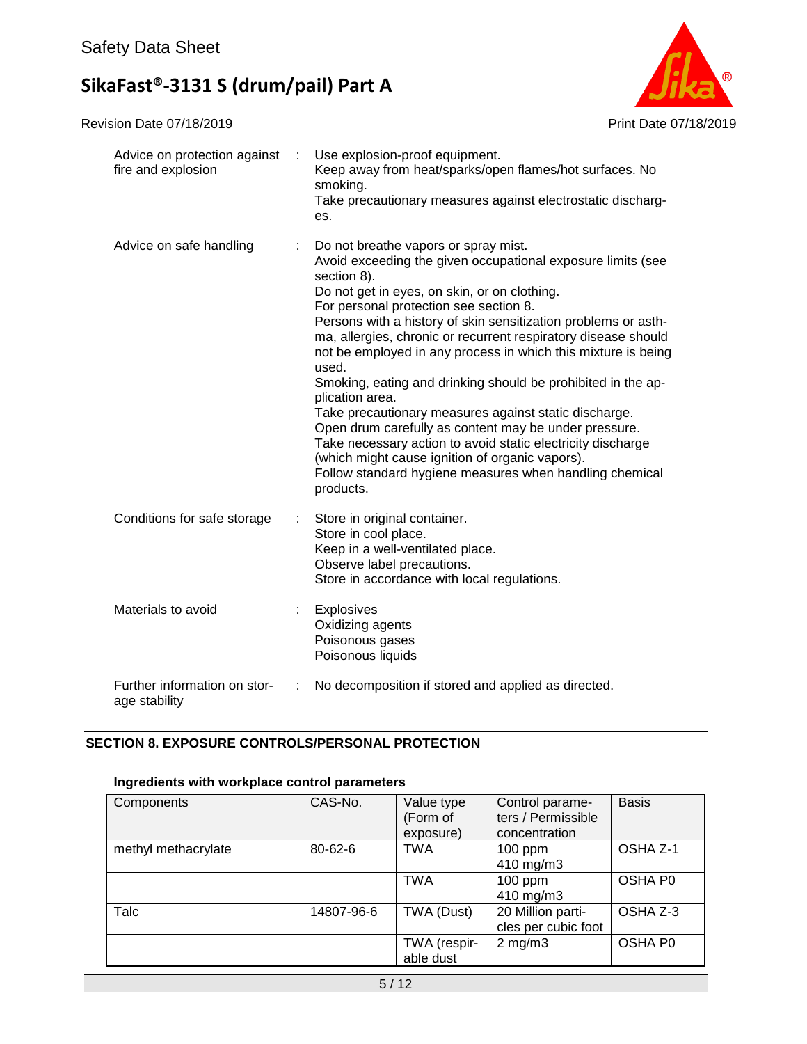| | | |
|---|---|---|
| Advice on protection against fire and explosion | : | Use explosion-proof equipment.<br>Keep away from heat/sparks/open flames/hot surfaces. No smoking.<br>Take precautionary measures against electrostatic discharges. |
| Advice on safe handling | : | Do not breathe vapors or spray mist.<br>Avoid exceeding the given occupational exposure limits (see section 8).<br>Do not get in eyes, on skin, or on clothing.<br>For personal protection see section 8.<br>Persons with a history of skin sensitization problems or asthma, allergies, chronic or recurrent respiratory disease should not be employed in any process in which this mixture is being used.<br>Smoking, eating and drinking should be prohibited in the application area.<br>Take precautionary measures against static discharge.<br>Open drum carefully as content may be under pressure.<br>Take necessary action to avoid static electricity discharge (which might cause ignition of organic vapors).<br>Follow standard hygiene measures when handling chemical products. |
| Conditions for safe storage | : | Store in original container.<br>Store in cool place.<br>Keep in a well-ventilated place.<br>Observe label precautions.<br>Store in accordance with local regulations. |
| Materials to avoid | : | Explosives<br>Oxidizing agents<br>Poisonous gases<br>Poisonous liquids |
| Further information on storage stability | : | No decomposition if stored and applied as directed. |

## SECTION 8. EXPOSURE CONTROLS/PERSONAL PROTECTION

### Ingredients with workplace control parameters

| Components | CAS-No. | Value type (Form of exposure) | Control parameters / Permissible concentration | Basis |
|---|---|---|---|---|
| methyl methacrylate | 80-62-6 | TWA | 100 ppm<br>410 mg/m3 | OSHA Z-1 |
| | | TWA | 100 ppm<br>410 mg/m3 | OSHA P0 |
| Talc | 14807-96-6 | TWA (Dust) | 20 Million particles per cubic foot | OSHA Z-3 |
| | | TWA (respirable dust | 2 mg/m3 | OSHA P0 |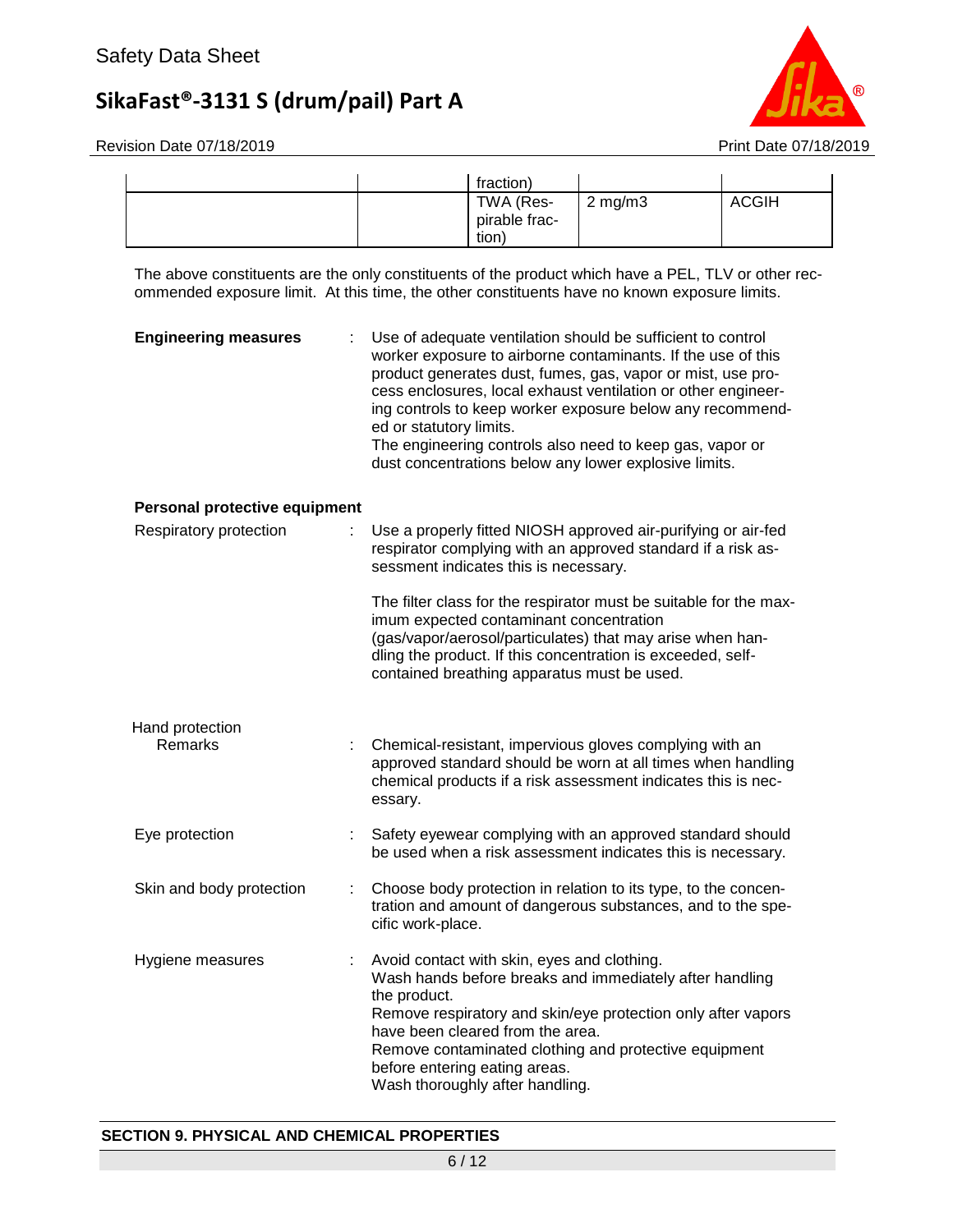| | | fraction) | | |
|---|---|---|---|---|
| | | TWA (Respirable fraction) | 2 mg/m3 | ACGIH |

The above constituents are the only constituents of the product which have a PEL, TLV or other recommended exposure limit. At this time, the other constituents have no known exposure limits.

**Engineering measures** : Use of adequate ventilation should be sufficient to control worker exposure to airborne contaminants. If the use of this product generates dust, fumes, gas, vapor or mist, use process enclosures, local exhaust ventilation or other engineering controls to keep worker exposure below any recommended or statutory limits.
The engineering controls also need to keep gas, vapor or dust concentrations below any lower explosive limits.

**Personal protective equipment**

Respiratory protection : Use a properly fitted NIOSH approved air-purifying or air-fed respirator complying with an approved standard if a risk assessment indicates this is necessary.

The filter class for the respirator must be suitable for the maximum expected contaminant concentration (gas/vapor/aerosol/particulates) that may arise when handling the product. If this concentration is exceeded, self-contained breathing apparatus must be used.

Hand protection
Remarks : Chemical-resistant, impervious gloves complying with an approved standard should be worn at all times when handling chemical products if a risk assessment indicates this is necessary.

Eye protection : Safety eyewear complying with an approved standard should be used when a risk assessment indicates this is necessary.

Skin and body protection : Choose body protection in relation to its type, to the concentration and amount of dangerous substances, and to the specific work-place.

Hygiene measures : Avoid contact with skin, eyes and clothing.
Wash hands before breaks and immediately after handling the product.
Remove respiratory and skin/eye protection only after vapors have been cleared from the area.
Remove contaminated clothing and protective equipment before entering eating areas.
Wash thoroughly after handling.

## SECTION 9. PHYSICAL AND CHEMICAL PROPERTIES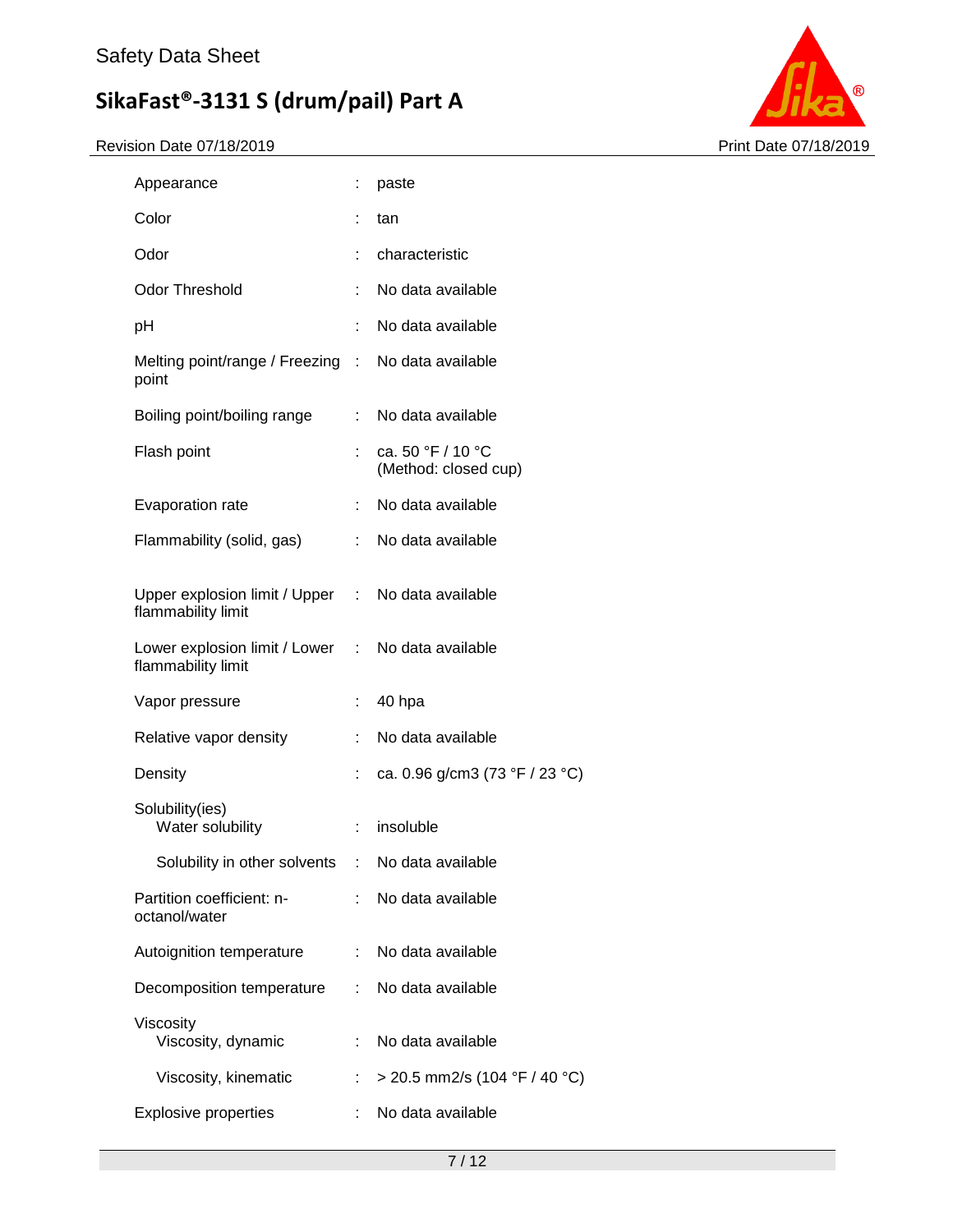| Property | | Value |
|---|---|---|
| Appearance | : | paste |
| Color | : | tan |
| Odor | : | characteristic |
| Odor Threshold | : | No data available |
| pH | : | No data available |
| Melting point/range / Freezing point | : | No data available |
| Boiling point/boiling range | : | No data available |
| Flash point | : | ca. 50 °F / 10 °C (Method: closed cup) |
| Evaporation rate | : | No data available |
| Flammability (solid, gas) | : | No data available |
| Upper explosion limit / Upper flammability limit | : | No data available |
| Lower explosion limit / Lower flammability limit | : | No data available |
| Vapor pressure | : | 40 hpa |
| Relative vapor density | : | No data available |
| Density | : | ca. 0.96 g/cm3 (73 °F / 23 °C) |
| Solubility(ies) | | |
| Water solubility | : | insoluble |
| Solubility in other solvents | : | No data available |
| Partition coefficient: n-octanol/water | : | No data available |
| Autoignition temperature | : | No data available |
| Decomposition temperature | : | No data available |
| Viscosity | | |
| Viscosity, dynamic | : | No data available |
| Viscosity, kinematic | : | > 20.5 mm2/s (104 °F / 40 °C) |
| Explosive properties | : | No data available |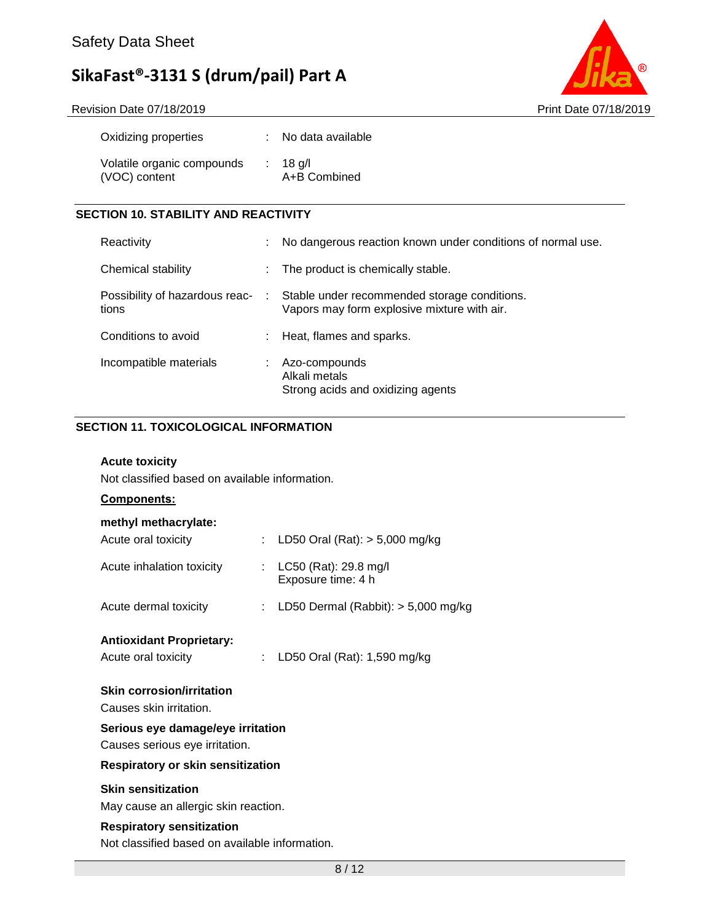| | | |
|---|---|---|
| Oxidizing properties | : | No data available |
| Volatile organic compounds (VOC) content | : | 18 g/l<br>A+B Combined |

## SECTION 10. STABILITY AND REACTIVITY

| | | |
|---|---|---|
| Reactivity | : | No dangerous reaction known under conditions of normal use. |
| Chemical stability | : | The product is chemically stable. |
| Possibility of hazardous reactions | : | Stable under recommended storage conditions.<br>Vapors may form explosive mixture with air. |
| Conditions to avoid | : | Heat, flames and sparks. |
| Incompatible materials | : | Azo-compounds<br>Alkali metals<br>Strong acids and oxidizing agents |

## SECTION 11. TOXICOLOGICAL INFORMATION

**Acute toxicity**

Not classified based on available information.

**Components:**

**methyl methacrylate:**

| | | |
|---|---|---|
| Acute oral toxicity | : | LD50 Oral (Rat): > 5,000 mg/kg |
| Acute inhalation toxicity | : | LC50 (Rat): 29.8 mg/l<br>Exposure time: 4 h |
| Acute dermal toxicity | : | LD50 Dermal (Rabbit): > 5,000 mg/kg |

**Antioxidant Proprietary:**

| | | |
|---|---|---|
| Acute oral toxicity | : | LD50 Oral (Rat): 1,590 mg/kg |

**Skin corrosion/irritation**

Causes skin irritation.

**Serious eye damage/eye irritation**

Causes serious eye irritation.

**Respiratory or skin sensitization**

**Skin sensitization**

May cause an allergic skin reaction.

**Respiratory sensitization**

Not classified based on available information.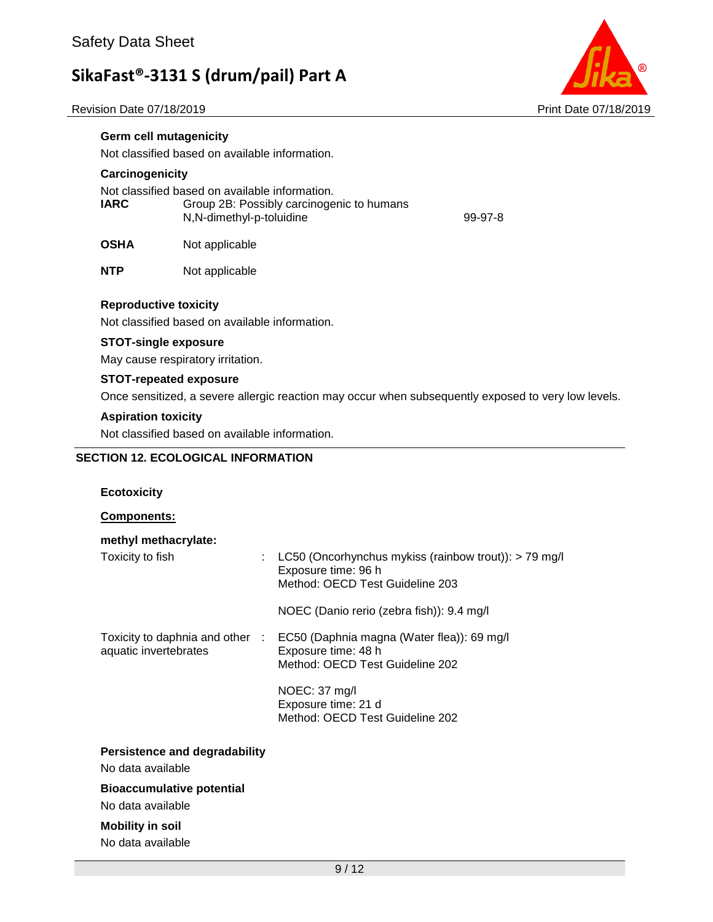**Germ cell mutagenicity**

Not classified based on available information.

**Carcinogenicity**

Not classified based on available information.

| | | |
|---|---|---|
| **IARC** | Group 2B: Possibly carcinogenic to humans<br>N,N-dimethyl-p-toluidine | 99-97-8 |
| **OSHA** | Not applicable | |
| **NTP** | Not applicable | |

**Reproductive toxicity**

Not classified based on available information.

**STOT-single exposure**

May cause respiratory irritation.

**STOT-repeated exposure**

Once sensitized, a severe allergic reaction may occur when subsequently exposed to very low levels.

**Aspiration toxicity**

Not classified based on available information.

## SECTION 12. ECOLOGICAL INFORMATION

**Ecotoxicity**

**Components:**

**methyl methacrylate:**

Toxicity to fish : LC50 (Oncorhynchus mykiss (rainbow trout)): > 79 mg/l
Exposure time: 96 h
Method: OECD Test Guideline 203

NOEC (Danio rerio (zebra fish)): 9.4 mg/l

Toxicity to daphnia and other aquatic invertebrates : EC50 (Daphnia magna (Water flea)): 69 mg/l
Exposure time: 48 h
Method: OECD Test Guideline 202

NOEC: 37 mg/l
Exposure time: 21 d
Method: OECD Test Guideline 202

**Persistence and degradability**

No data available

**Bioaccumulative potential**

No data available

**Mobility in soil**

No data available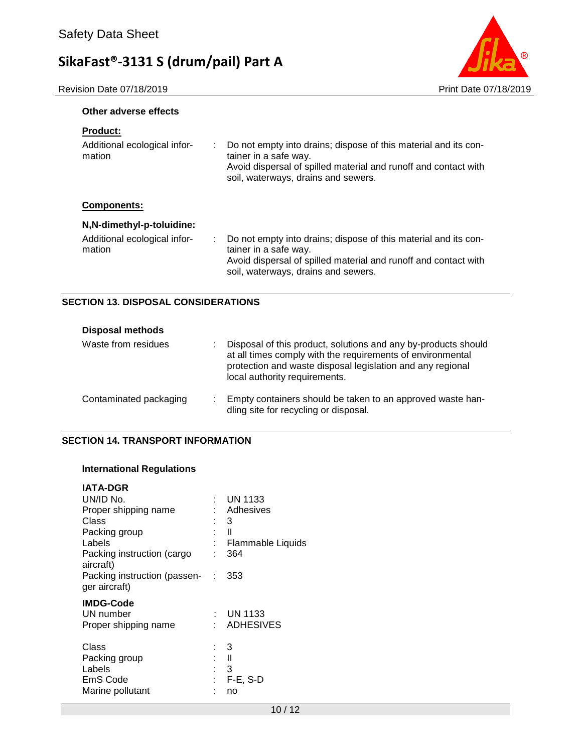**Other adverse effects**

**Product:**

| | |
|---|---|
| Additional ecological information | : Do not empty into drains; dispose of this material and its container in a safe way. Avoid dispersal of spilled material and runoff and contact with soil, waterways, drains and sewers. |

**Components:**

**N,N-dimethyl-p-toluidine:**

| | |
|---|---|
| Additional ecological information | : Do not empty into drains; dispose of this material and its container in a safe way. Avoid dispersal of spilled material and runoff and contact with soil, waterways, drains and sewers. |

## SECTION 13. DISPOSAL CONSIDERATIONS

**Disposal methods**

| | |
|---|---|
| Waste from residues | : Disposal of this product, solutions and any by-products should at all times comply with the requirements of environmental protection and waste disposal legislation and any regional local authority requirements. |
| Contaminated packaging | : Empty containers should be taken to an approved waste handling site for recycling or disposal. |

## SECTION 14. TRANSPORT INFORMATION

**International Regulations**

**IATA-DGR**

| | |
|---|---|
| UN/ID No. | : UN 1133 |
| Proper shipping name | : Adhesives |
| Class | : 3 |
| Packing group | : II |
| Labels | : Flammable Liquids |
| Packing instruction (cargo aircraft) | : 364 |
| Packing instruction (passenger aircraft) | : 353 |

**IMDG-Code**

| | |
|---|---|
| UN number | : UN 1133 |
| Proper shipping name | : ADHESIVES |
| Class | : 3 |
| Packing group | : II |
| Labels | : 3 |
| EmS Code | : F-E, S-D |
| Marine pollutant | : no |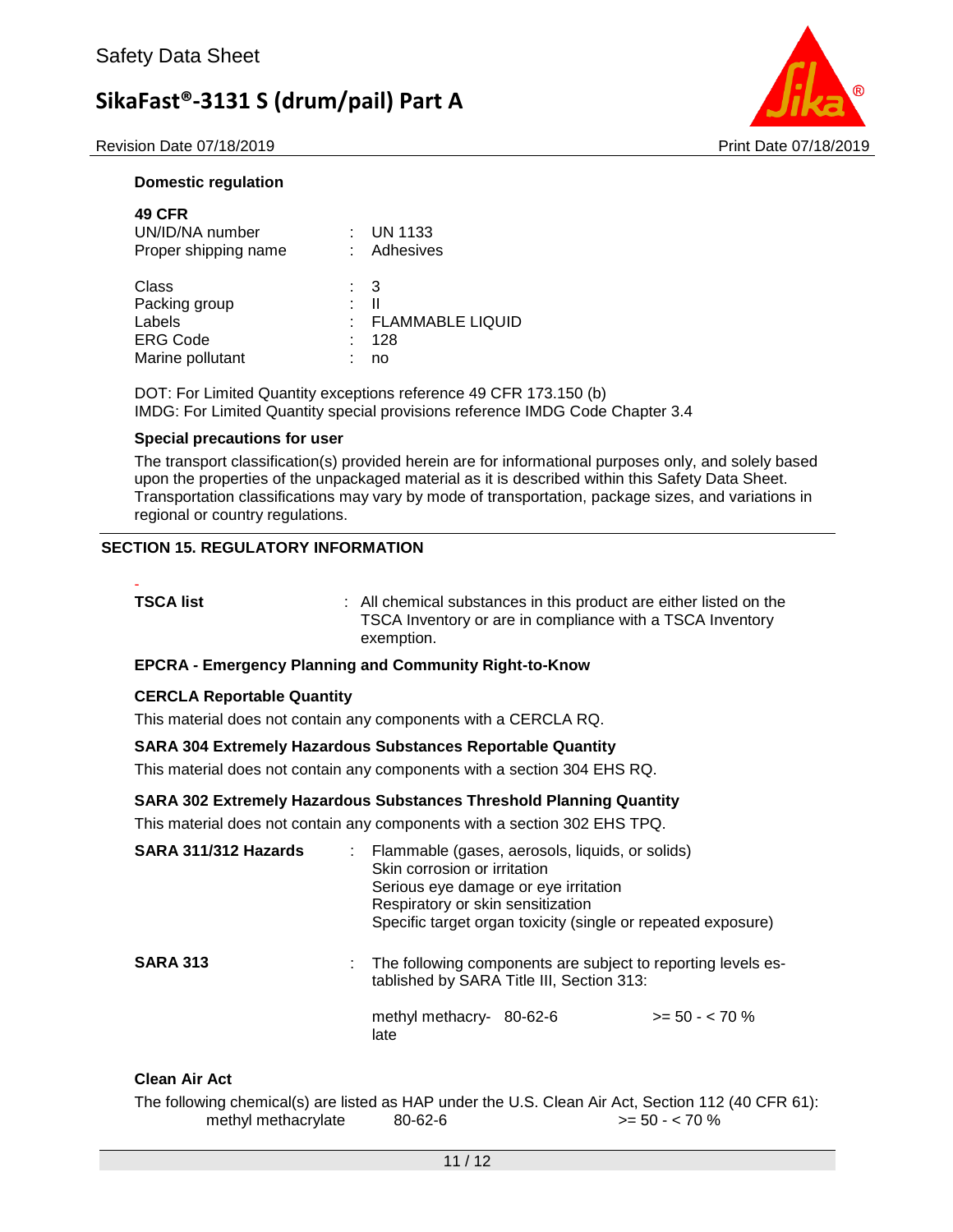**Domestic regulation**

**49 CFR**

UN/ID/NA number : UN 1133
Proper shipping name : Adhesives

Class : 3
Packing group : II
Labels : FLAMMABLE LIQUID
ERG Code : 128
Marine pollutant : no

DOT: For Limited Quantity exceptions reference 49 CFR 173.150 (b)
IMDG: For Limited Quantity special provisions reference IMDG Code Chapter 3.4

**Special precautions for user**

The transport classification(s) provided herein are for informational purposes only, and solely based upon the properties of the unpackaged material as it is described within this Safety Data Sheet. Transportation classifications may vary by mode of transportation, package sizes, and variations in regional or country regulations.

## SECTION 15. REGULATORY INFORMATION

**TSCA list** : All chemical substances in this product are either listed on the TSCA Inventory or are in compliance with a TSCA Inventory exemption.

**EPCRA - Emergency Planning and Community Right-to-Know**

**CERCLA Reportable Quantity**

This material does not contain any components with a CERCLA RQ.

**SARA 304 Extremely Hazardous Substances Reportable Quantity**

This material does not contain any components with a section 304 EHS RQ.

**SARA 302 Extremely Hazardous Substances Threshold Planning Quantity**

This material does not contain any components with a section 302 EHS TPQ.

**SARA 311/312 Hazards** : Flammable (gases, aerosols, liquids, or solids)
Skin corrosion or irritation
Serious eye damage or eye irritation
Respiratory or skin sensitization
Specific target organ toxicity (single or repeated exposure)

**SARA 313** : The following components are subject to reporting levels established by SARA Title III, Section 313:

| | | |
|---|---|---|
| methyl methacrylate | 80-62-6 | >= 50 - < 70 % |

**Clean Air Act**

The following chemical(s) are listed as HAP under the U.S. Clean Air Act, Section 112 (40 CFR 61):

| | | |
|---|---|---|
| methyl methacrylate | 80-62-6 | >= 50 - < 70 % |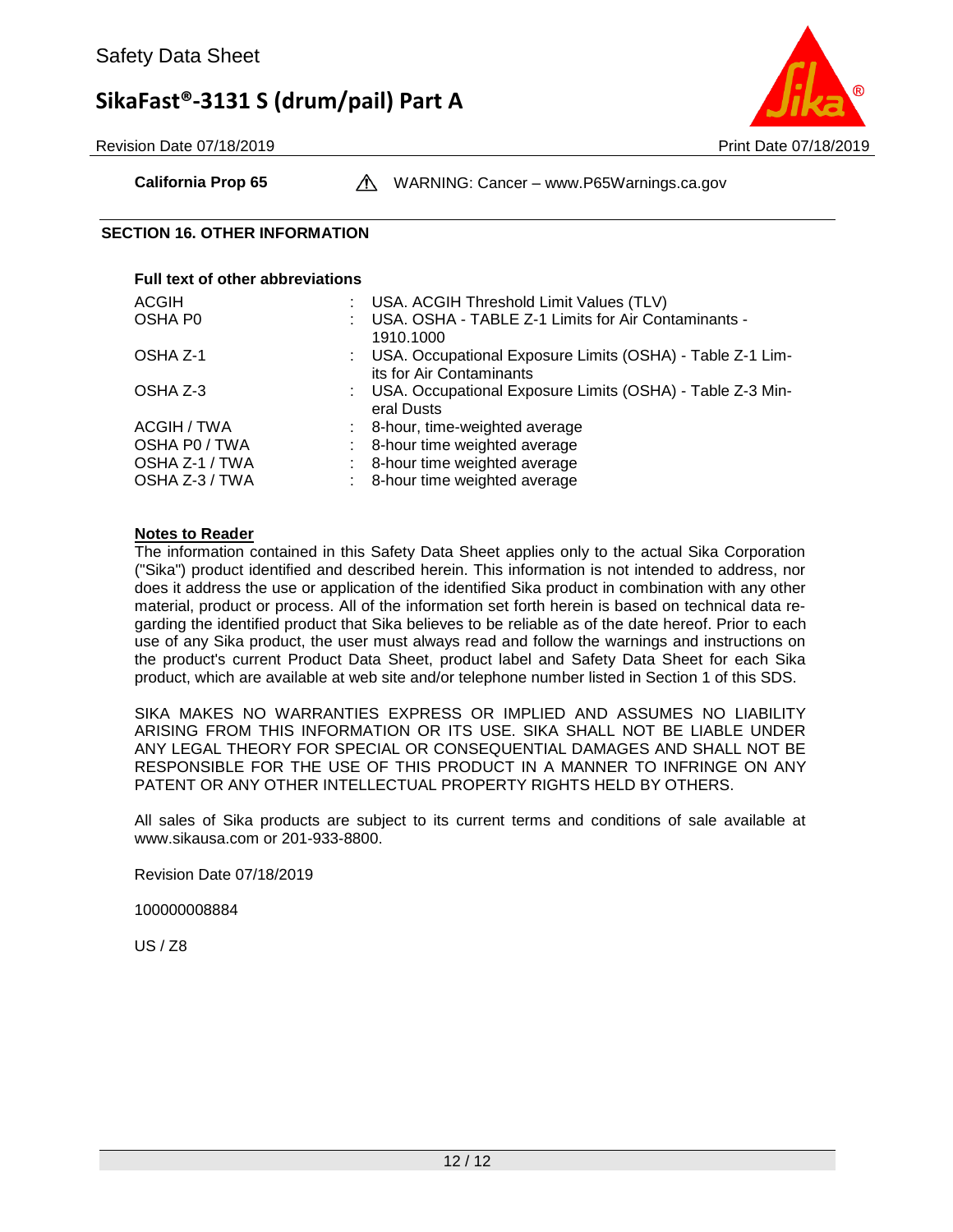**California Prop 65** ⚠ WARNING: Cancer – www.P65Warnings.ca.gov

## SECTION 16. OTHER INFORMATION

**Full text of other abbreviations**

| | | |
|---|---|---|
| ACGIH | : | USA. ACGIH Threshold Limit Values (TLV) |
| OSHA P0 | : | USA. OSHA - TABLE Z-1 Limits for Air Contaminants - 1910.1000 |
| OSHA Z-1 | : | USA. Occupational Exposure Limits (OSHA) - Table Z-1 Limits for Air Contaminants |
| OSHA Z-3 | : | USA. Occupational Exposure Limits (OSHA) - Table Z-3 Mineral Dusts |
| ACGIH / TWA | : | 8-hour, time-weighted average |
| OSHA P0 / TWA | : | 8-hour time weighted average |
| OSHA Z-1 / TWA | : | 8-hour time weighted average |
| OSHA Z-3 / TWA | : | 8-hour time weighted average |

**Notes to Reader**

The information contained in this Safety Data Sheet applies only to the actual Sika Corporation ("Sika") product identified and described herein. This information is not intended to address, nor does it address the use or application of the identified Sika product in combination with any other material, product or process. All of the information set forth herein is based on technical data regarding the identified product that Sika believes to be reliable as of the date hereof. Prior to each use of any Sika product, the user must always read and follow the warnings and instructions on the product's current Product Data Sheet, product label and Safety Data Sheet for each Sika product, which are available at web site and/or telephone number listed in Section 1 of this SDS.

SIKA MAKES NO WARRANTIES EXPRESS OR IMPLIED AND ASSUMES NO LIABILITY ARISING FROM THIS INFORMATION OR ITS USE. SIKA SHALL NOT BE LIABLE UNDER ANY LEGAL THEORY FOR SPECIAL OR CONSEQUENTIAL DAMAGES AND SHALL NOT BE RESPONSIBLE FOR THE USE OF THIS PRODUCT IN A MANNER TO INFRINGE ON ANY PATENT OR ANY OTHER INTELLECTUAL PROPERTY RIGHTS HELD BY OTHERS.

All sales of Sika products are subject to its current terms and conditions of sale available at www.sikausa.com or 201-933-8800.

Revision Date 07/18/2019

100000008884

US / Z8